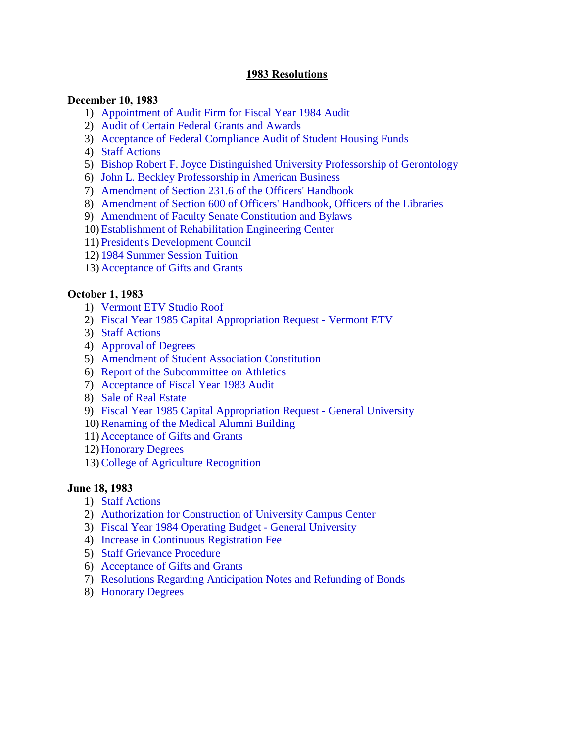# 1983 Resolutions

**December 10, 1983**

1) Appointment of Audit Firm for Fiscal Year 1984 Audit
2) Audit of Certain Federal Grants and Awards
3) Acceptance of Federal Compliance Audit of Student Housing Funds
4) Staff Actions
5) Bishop Robert F. Joyce Distinguished University Professorship of Gerontology
6) John L. Beckley Professorship in American Business
7) Amendment of Section 231.6 of the Officers' Handbook
8) Amendment of Section 600 of Officers' Handbook, Officers of the Libraries
9) Amendment of Faculty Senate Constitution and Bylaws
10) Establishment of Rehabilitation Engineering Center
11) President's Development Council
12) 1984 Summer Session Tuition
13) Acceptance of Gifts and Grants

**October 1, 1983**

1) Vermont ETV Studio Roof
2) Fiscal Year 1985 Capital Appropriation Request - Vermont ETV
3) Staff Actions
4) Approval of Degrees
5) Amendment of Student Association Constitution
6) Report of the Subcommittee on Athletics
7) Acceptance of Fiscal Year 1983 Audit
8) Sale of Real Estate
9) Fiscal Year 1985 Capital Appropriation Request - General University
10) Renaming of the Medical Alumni Building
11) Acceptance of Gifts and Grants
12) Honorary Degrees
13) College of Agriculture Recognition

**June 18, 1983**

1) Staff Actions
2) Authorization for Construction of University Campus Center
3) Fiscal Year 1984 Operating Budget - General University
4) Increase in Continuous Registration Fee
5) Staff Grievance Procedure
6) Acceptance of Gifts and Grants
7) Resolutions Regarding Anticipation Notes and Refunding of Bonds
8) Honorary Degrees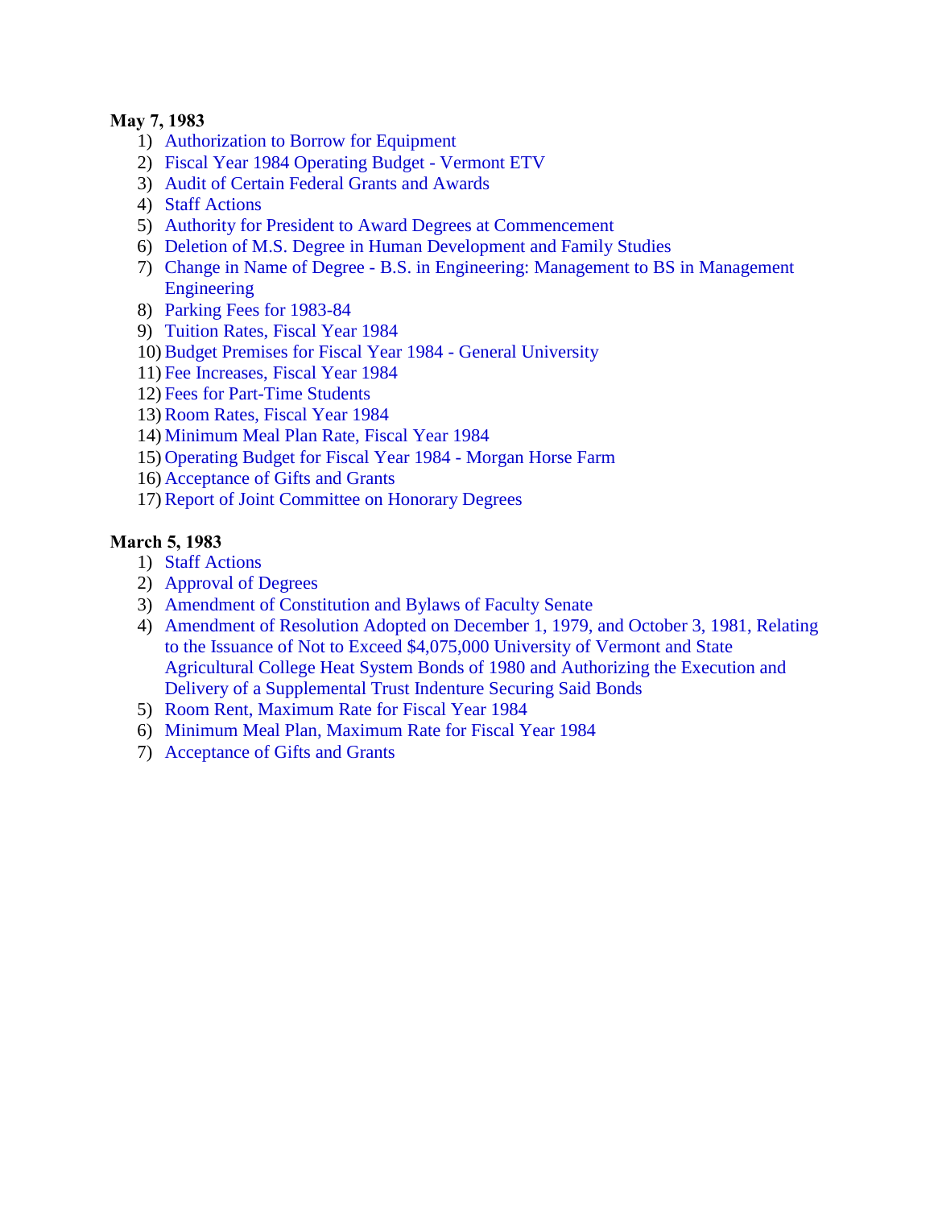**May 7, 1983**

1) Authorization to Borrow for Equipment
2) Fiscal Year 1984 Operating Budget - Vermont ETV
3) Audit of Certain Federal Grants and Awards
4) Staff Actions
5) Authority for President to Award Degrees at Commencement
6) Deletion of M.S. Degree in Human Development and Family Studies
7) Change in Name of Degree - B.S. in Engineering: Management to BS in Management Engineering
8) Parking Fees for 1983-84
9) Tuition Rates, Fiscal Year 1984
10) Budget Premises for Fiscal Year 1984 - General University
11) Fee Increases, Fiscal Year 1984
12) Fees for Part-Time Students
13) Room Rates, Fiscal Year 1984
14) Minimum Meal Plan Rate, Fiscal Year 1984
15) Operating Budget for Fiscal Year 1984 - Morgan Horse Farm
16) Acceptance of Gifts and Grants
17) Report of Joint Committee on Honorary Degrees

**March 5, 1983**

1) Staff Actions
2) Approval of Degrees
3) Amendment of Constitution and Bylaws of Faculty Senate
4) Amendment of Resolution Adopted on December 1, 1979, and October 3, 1981, Relating to the Issuance of Not to Exceed $4,075,000 University of Vermont and State Agricultural College Heat System Bonds of 1980 and Authorizing the Execution and Delivery of a Supplemental Trust Indenture Securing Said Bonds
5) Room Rent, Maximum Rate for Fiscal Year 1984
6) Minimum Meal Plan, Maximum Rate for Fiscal Year 1984
7) Acceptance of Gifts and Grants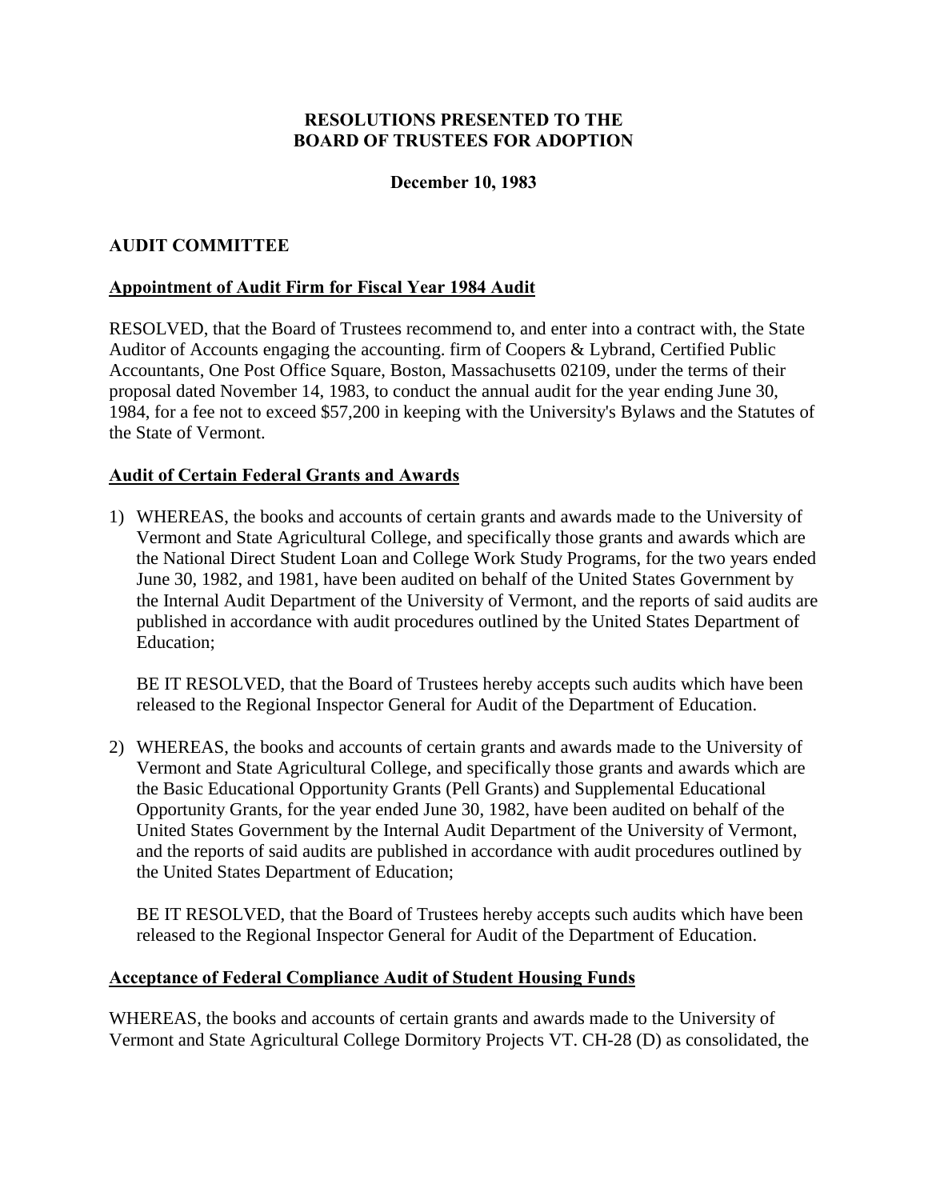**RESOLUTIONS PRESENTED TO THE BOARD OF TRUSTEES FOR ADOPTION**

**December 10, 1983**

## AUDIT COMMITTEE

### Appointment of Audit Firm for Fiscal Year 1984 Audit

RESOLVED, that the Board of Trustees recommend to, and enter into a contract with, the State Auditor of Accounts engaging the accounting. firm of Coopers & Lybrand, Certified Public Accountants, One Post Office Square, Boston, Massachusetts 02109, under the terms of their proposal dated November 14, 1983, to conduct the annual audit for the year ending June 30, 1984, for a fee not to exceed $57,200 in keeping with the University's Bylaws and the Statutes of the State of Vermont.

### Audit of Certain Federal Grants and Awards

1) WHEREAS, the books and accounts of certain grants and awards made to the University of Vermont and State Agricultural College, and specifically those grants and awards which are the National Direct Student Loan and College Work Study Programs, for the two years ended June 30, 1982, and 1981, have been audited on behalf of the United States Government by the Internal Audit Department of the University of Vermont, and the reports of said audits are published in accordance with audit procedures outlined by the United States Department of Education;

   BE IT RESOLVED, that the Board of Trustees hereby accepts such audits which have been released to the Regional Inspector General for Audit of the Department of Education.

2) WHEREAS, the books and accounts of certain grants and awards made to the University of Vermont and State Agricultural College, and specifically those grants and awards which are the Basic Educational Opportunity Grants (Pell Grants) and Supplemental Educational Opportunity Grants, for the year ended June 30, 1982, have been audited on behalf of the United States Government by the Internal Audit Department of the University of Vermont, and the reports of said audits are published in accordance with audit procedures outlined by the United States Department of Education;

   BE IT RESOLVED, that the Board of Trustees hereby accepts such audits which have been released to the Regional Inspector General for Audit of the Department of Education.

### Acceptance of Federal Compliance Audit of Student Housing Funds

WHEREAS, the books and accounts of certain grants and awards made to the University of Vermont and State Agricultural College Dormitory Projects VT. CH-28 (D) as consolidated, the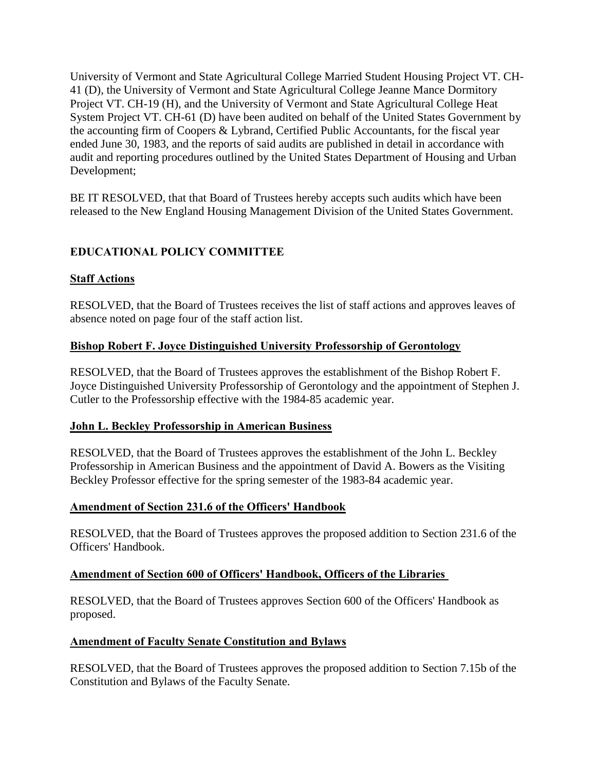University of Vermont and State Agricultural College Married Student Housing Project VT. CH-41 (D), the University of Vermont and State Agricultural College Jeanne Mance Dormitory Project VT. CH-19 (H), and the University of Vermont and State Agricultural College Heat System Project VT. CH-61 (D) have been audited on behalf of the United States Government by the accounting firm of Coopers & Lybrand, Certified Public Accountants, for the fiscal year ended June 30, 1983, and the reports of said audits are published in detail in accordance with audit and reporting procedures outlined by the United States Department of Housing and Urban Development;

BE IT RESOLVED, that that Board of Trustees hereby accepts such audits which have been released to the New England Housing Management Division of the United States Government.

## EDUCATIONAL POLICY COMMITTEE

### Staff Actions

RESOLVED, that the Board of Trustees receives the list of staff actions and approves leaves of absence noted on page four of the staff action list.

### Bishop Robert F. Joyce Distinguished University Professorship of Gerontology

RESOLVED, that the Board of Trustees approves the establishment of the Bishop Robert F. Joyce Distinguished University Professorship of Gerontology and the appointment of Stephen J. Cutler to the Professorship effective with the 1984-85 academic year.

### John L. Beckley Professorship in American Business

RESOLVED, that the Board of Trustees approves the establishment of the John L. Beckley Professorship in American Business and the appointment of David A. Bowers as the Visiting Beckley Professor effective for the spring semester of the 1983-84 academic year.

### Amendment of Section 231.6 of the Officers' Handbook

RESOLVED, that the Board of Trustees approves the proposed addition to Section 231.6 of the Officers' Handbook.

### Amendment of Section 600 of Officers' Handbook, Officers of the Libraries

RESOLVED, that the Board of Trustees approves Section 600 of the Officers' Handbook as proposed.

### Amendment of Faculty Senate Constitution and Bylaws

RESOLVED, that the Board of Trustees approves the proposed addition to Section 7.15b of the Constitution and Bylaws of the Faculty Senate.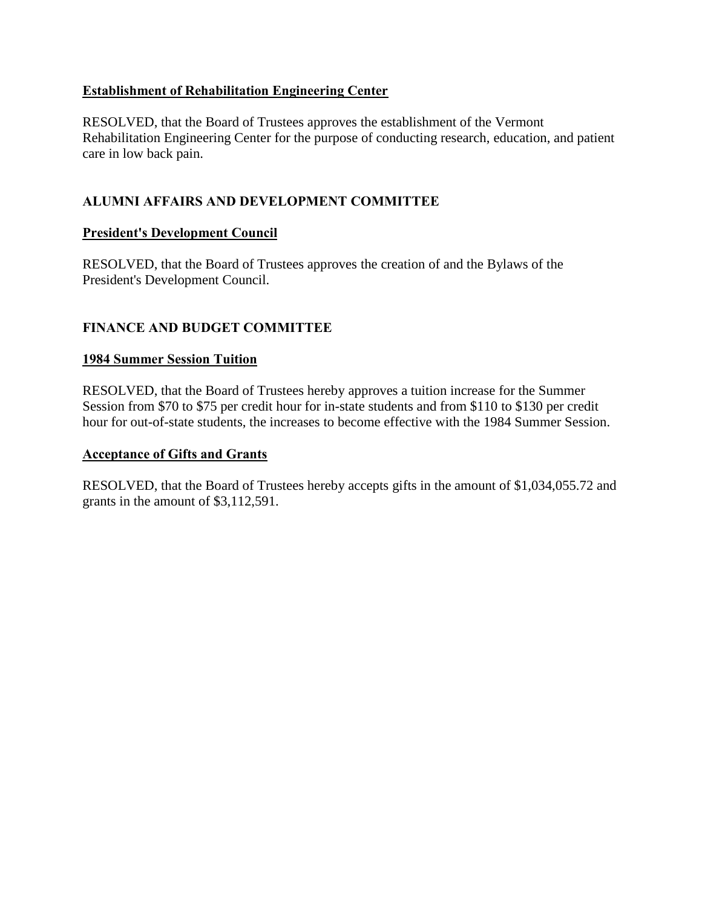**Establishment of Rehabilitation Engineering Center**

RESOLVED, that the Board of Trustees approves the establishment of the Vermont Rehabilitation Engineering Center for the purpose of conducting research, education, and patient care in low back pain.

## ALUMNI AFFAIRS AND DEVELOPMENT COMMITTEE

**President's Development Council**

RESOLVED, that the Board of Trustees approves the creation of and the Bylaws of the President's Development Council.

## FINANCE AND BUDGET COMMITTEE

**1984 Summer Session Tuition**

RESOLVED, that the Board of Trustees hereby approves a tuition increase for the Summer Session from $70 to $75 per credit hour for in-state students and from $110 to $130 per credit hour for out-of-state students, the increases to become effective with the 1984 Summer Session.

**Acceptance of Gifts and Grants**

RESOLVED, that the Board of Trustees hereby accepts gifts in the amount of $1,034,055.72 and grants in the amount of $3,112,591.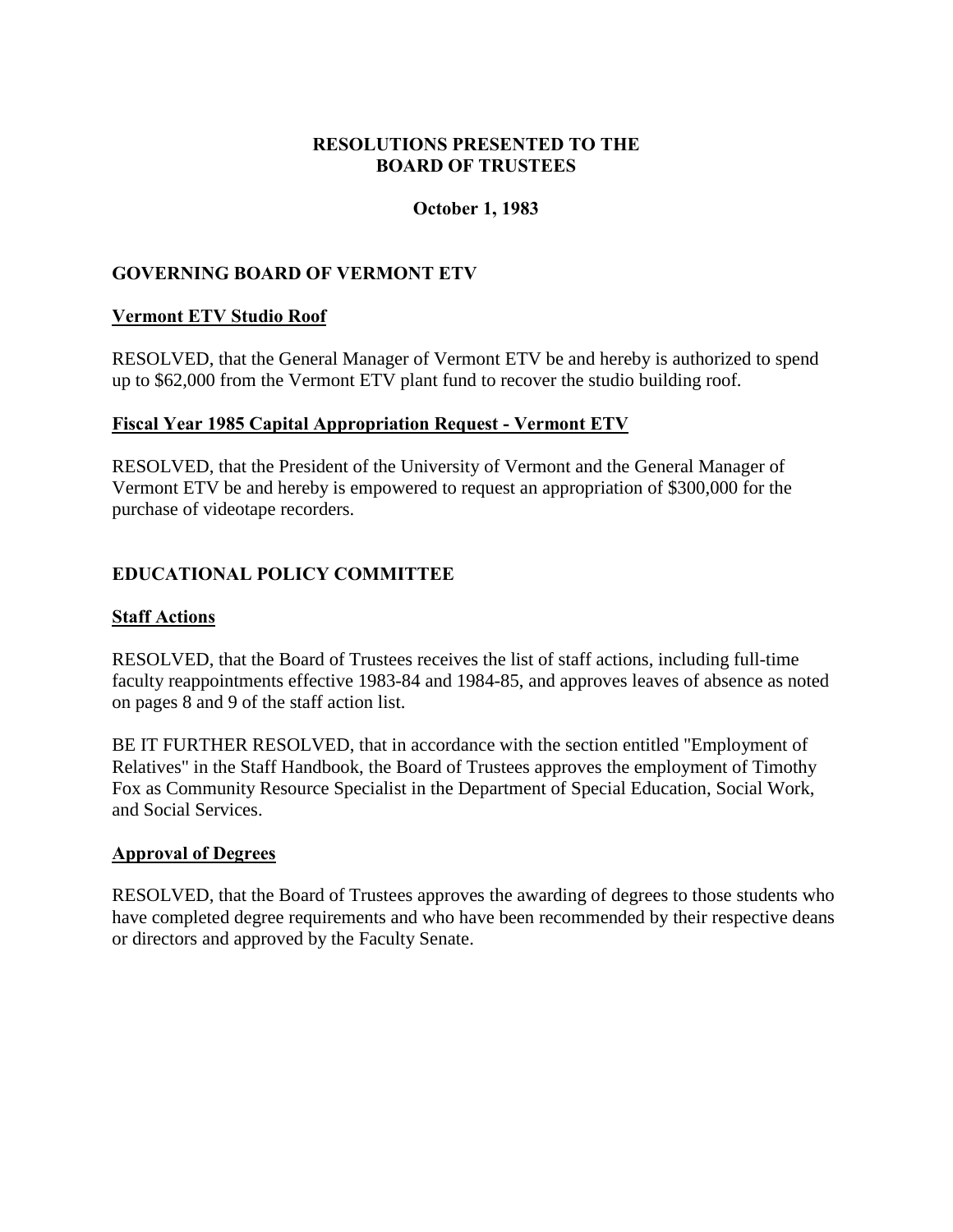# RESOLUTIONS PRESENTED TO THE BOARD OF TRUSTEES

**October 1, 1983**

## GOVERNING BOARD OF VERMONT ETV

### Vermont ETV Studio Roof

RESOLVED, that the General Manager of Vermont ETV be and hereby is authorized to spend up to $62,000 from the Vermont ETV plant fund to recover the studio building roof.

### Fiscal Year 1985 Capital Appropriation Request - Vermont ETV

RESOLVED, that the President of the University of Vermont and the General Manager of Vermont ETV be and hereby is empowered to request an appropriation of $300,000 for the purchase of videotape recorders.

## EDUCATIONAL POLICY COMMITTEE

### Staff Actions

RESOLVED, that the Board of Trustees receives the list of staff actions, including full-time faculty reappointments effective 1983-84 and 1984-85, and approves leaves of absence as noted on pages 8 and 9 of the staff action list.

BE IT FURTHER RESOLVED, that in accordance with the section entitled "Employment of Relatives" in the Staff Handbook, the Board of Trustees approves the employment of Timothy Fox as Community Resource Specialist in the Department of Special Education, Social Work, and Social Services.

### Approval of Degrees

RESOLVED, that the Board of Trustees approves the awarding of degrees to those students who have completed degree requirements and who have been recommended by their respective deans or directors and approved by the Faculty Senate.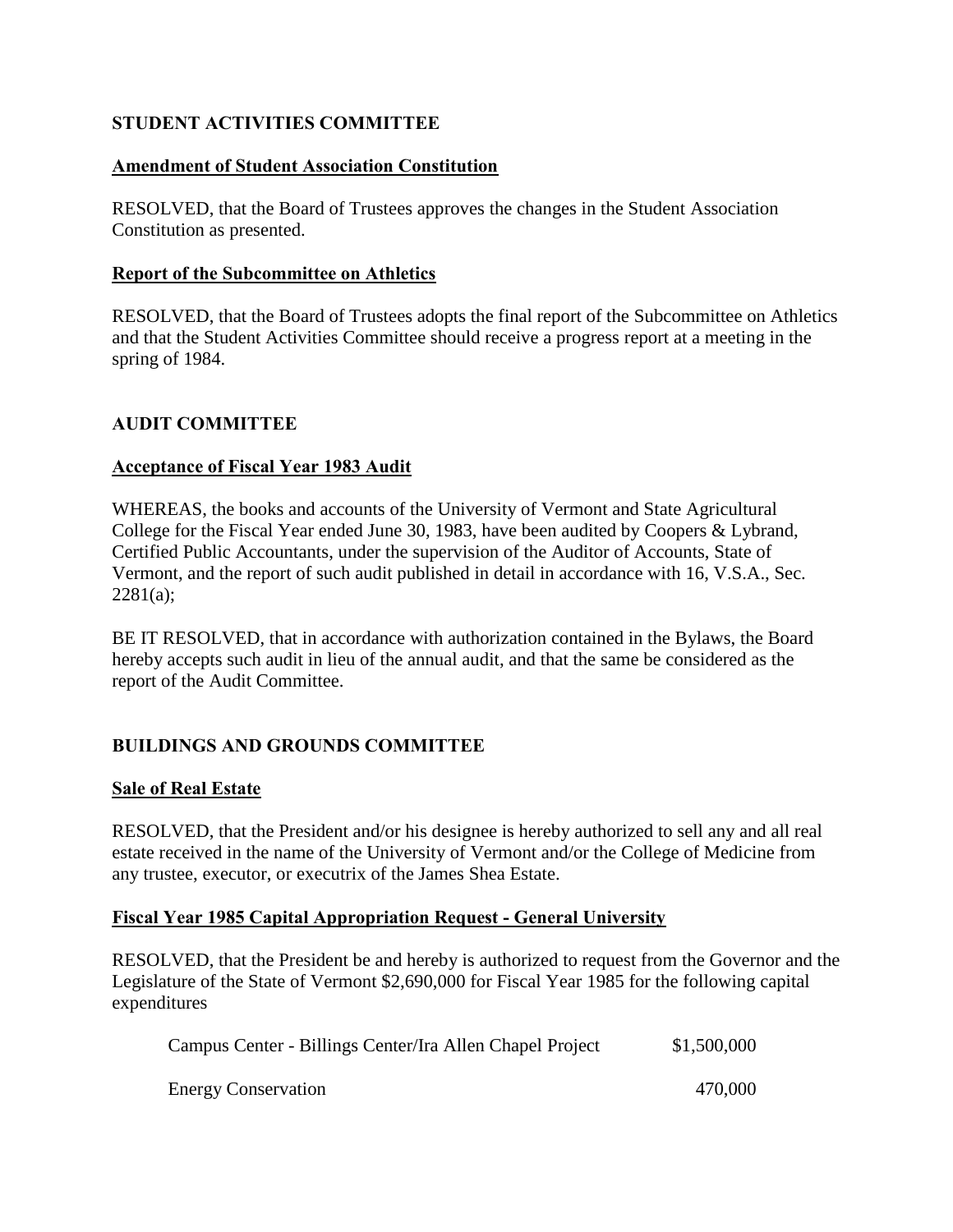## STUDENT ACTIVITIES COMMITTEE

### Amendment of Student Association Constitution

RESOLVED, that the Board of Trustees approves the changes in the Student Association Constitution as presented.

### Report of the Subcommittee on Athletics

RESOLVED, that the Board of Trustees adopts the final report of the Subcommittee on Athletics and that the Student Activities Committee should receive a progress report at a meeting in the spring of 1984.

## AUDIT COMMITTEE

### Acceptance of Fiscal Year 1983 Audit

WHEREAS, the books and accounts of the University of Vermont and State Agricultural College for the Fiscal Year ended June 30, 1983, have been audited by Coopers & Lybrand, Certified Public Accountants, under the supervision of the Auditor of Accounts, State of Vermont, and the report of such audit published in detail in accordance with 16, V.S.A., Sec. 2281(a);

BE IT RESOLVED, that in accordance with authorization contained in the Bylaws, the Board hereby accepts such audit in lieu of the annual audit, and that the same be considered as the report of the Audit Committee.

## BUILDINGS AND GROUNDS COMMITTEE

### Sale of Real Estate

RESOLVED, that the President and/or his designee is hereby authorized to sell any and all real estate received in the name of the University of Vermont and/or the College of Medicine from any trustee, executor, or executrix of the James Shea Estate.

### Fiscal Year 1985 Capital Appropriation Request - General University

RESOLVED, that the President be and hereby is authorized to request from the Governor and the Legislature of the State of Vermont $2,690,000 for Fiscal Year 1985 for the following capital expenditures

| | |
|---|---|
| Campus Center - Billings Center/Ira Allen Chapel Project | $1,500,000 |
| Energy Conservation | 470,000 |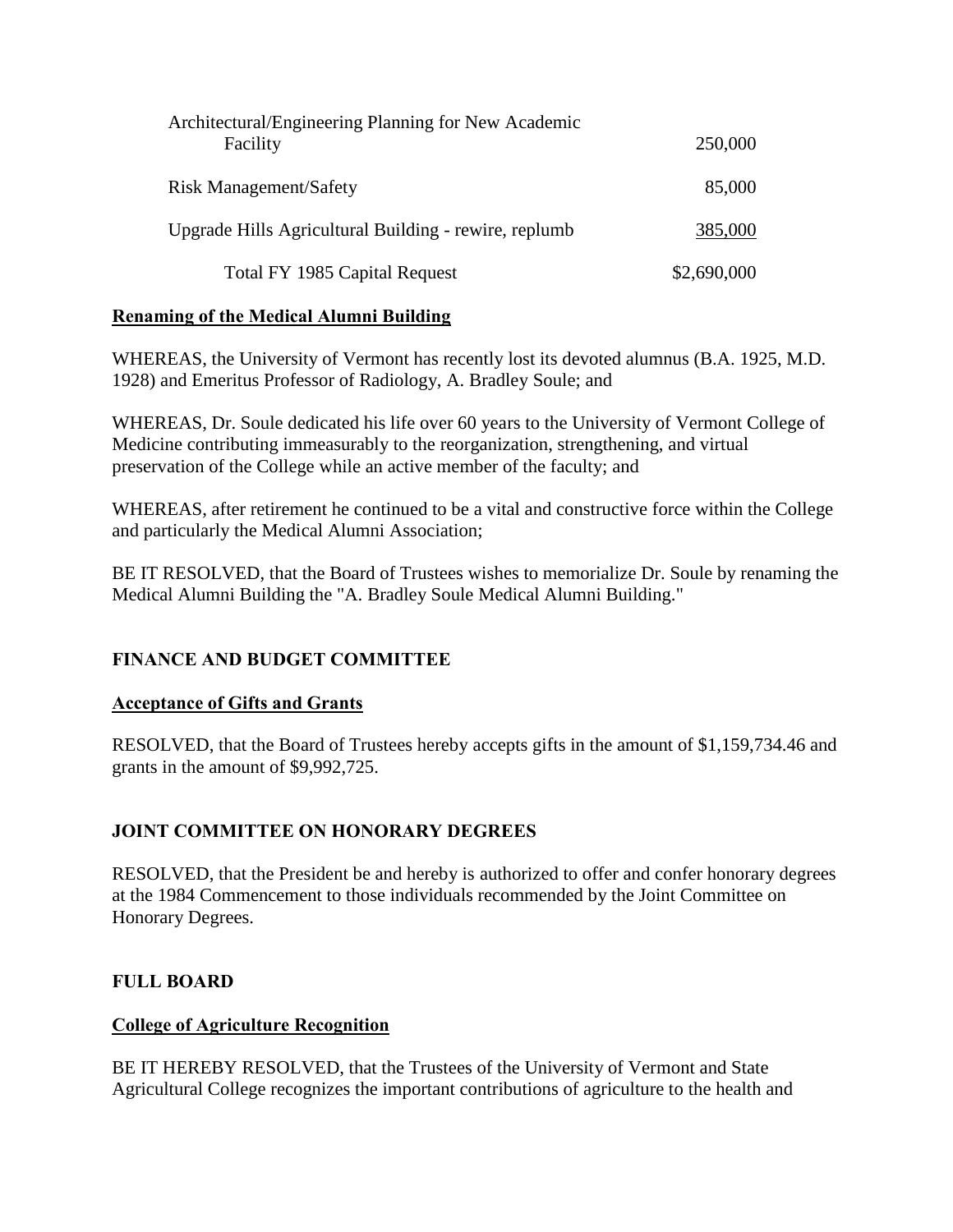| | |
|---|---|
| Architectural/Engineering Planning for New Academic Facility | 250,000 |
| Risk Management/Safety | 85,000 |
| Upgrade Hills Agricultural Building - rewire, replumb | 385,000 |
| Total FY 1985 Capital Request | $2,690,000 |

**Renaming of the Medical Alumni Building**

WHEREAS, the University of Vermont has recently lost its devoted alumnus (B.A. 1925, M.D. 1928) and Emeritus Professor of Radiology, A. Bradley Soule; and

WHEREAS, Dr. Soule dedicated his life over 60 years to the University of Vermont College of Medicine contributing immeasurably to the reorganization, strengthening, and virtual preservation of the College while an active member of the faculty; and

WHEREAS, after retirement he continued to be a vital and constructive force within the College and particularly the Medical Alumni Association;

BE IT RESOLVED, that the Board of Trustees wishes to memorialize Dr. Soule by renaming the Medical Alumni Building the "A. Bradley Soule Medical Alumni Building."

## FINANCE AND BUDGET COMMITTEE

**Acceptance of Gifts and Grants**

RESOLVED, that the Board of Trustees hereby accepts gifts in the amount of $1,159,734.46 and grants in the amount of $9,992,725.

## JOINT COMMITTEE ON HONORARY DEGREES

RESOLVED, that the President be and hereby is authorized to offer and confer honorary degrees at the 1984 Commencement to those individuals recommended by the Joint Committee on Honorary Degrees.

## FULL BOARD

**College of Agriculture Recognition**

BE IT HEREBY RESOLVED, that the Trustees of the University of Vermont and State Agricultural College recognizes the important contributions of agriculture to the health and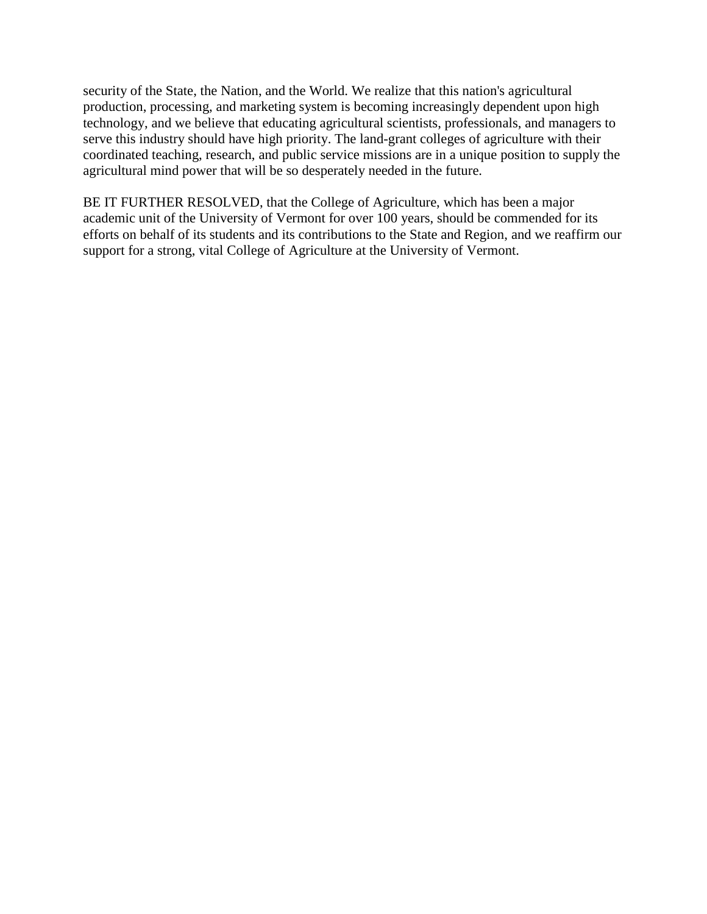security of the State, the Nation, and the World. We realize that this nation's agricultural production, processing, and marketing system is becoming increasingly dependent upon high technology, and we believe that educating agricultural scientists, professionals, and managers to serve this industry should have high priority. The land-grant colleges of agriculture with their coordinated teaching, research, and public service missions are in a unique position to supply the agricultural mind power that will be so desperately needed in the future.

BE IT FURTHER RESOLVED, that the College of Agriculture, which has been a major academic unit of the University of Vermont for over 100 years, should be commended for its efforts on behalf of its students and its contributions to the State and Region, and we reaffirm our support for a strong, vital College of Agriculture at the University of Vermont.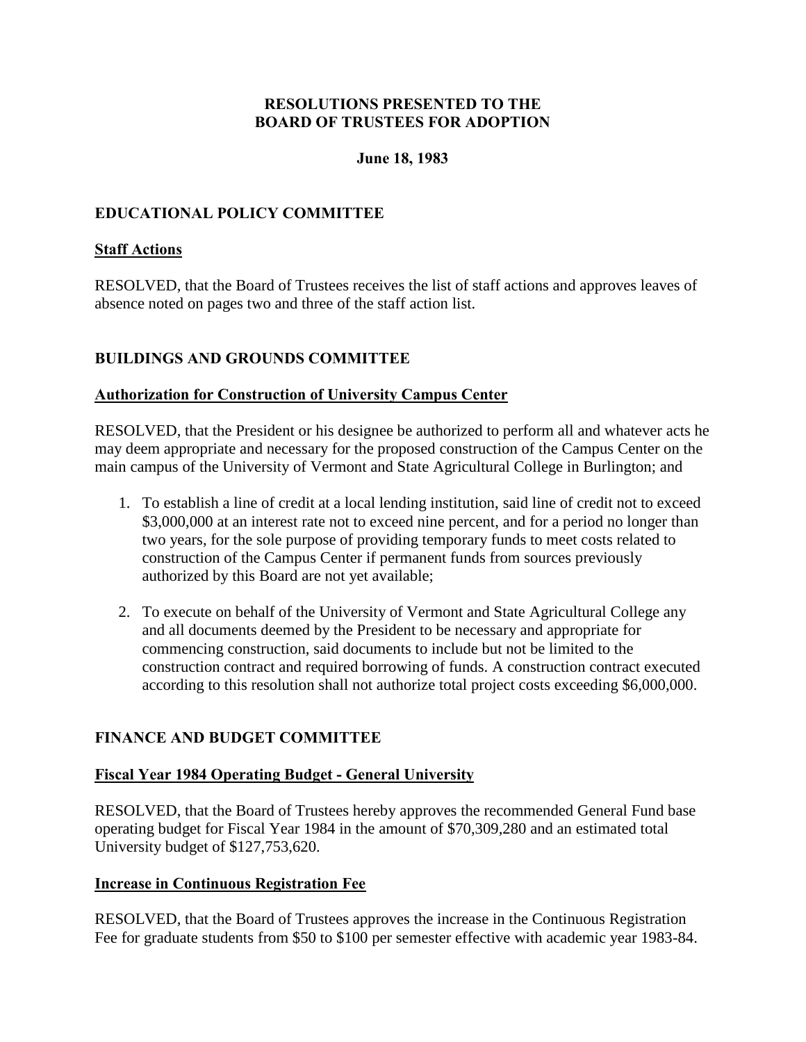# RESOLUTIONS PRESENTED TO THE BOARD OF TRUSTEES FOR ADOPTION

**June 18, 1983**

## EDUCATIONAL POLICY COMMITTEE

### Staff Actions

RESOLVED, that the Board of Trustees receives the list of staff actions and approves leaves of absence noted on pages two and three of the staff action list.

## BUILDINGS AND GROUNDS COMMITTEE

### Authorization for Construction of University Campus Center

RESOLVED, that the President or his designee be authorized to perform all and whatever acts he may deem appropriate and necessary for the proposed construction of the Campus Center on the main campus of the University of Vermont and State Agricultural College in Burlington; and

1. To establish a line of credit at a local lending institution, said line of credit not to exceed $3,000,000 at an interest rate not to exceed nine percent, and for a period no longer than two years, for the sole purpose of providing temporary funds to meet costs related to construction of the Campus Center if permanent funds from sources previously authorized by this Board are not yet available;

2. To execute on behalf of the University of Vermont and State Agricultural College any and all documents deemed by the President to be necessary and appropriate for commencing construction, said documents to include but not be limited to the construction contract and required borrowing of funds. A construction contract executed according to this resolution shall not authorize total project costs exceeding $6,000,000.

## FINANCE AND BUDGET COMMITTEE

### Fiscal Year 1984 Operating Budget - General University

RESOLVED, that the Board of Trustees hereby approves the recommended General Fund base operating budget for Fiscal Year 1984 in the amount of $70,309,280 and an estimated total University budget of $127,753,620.

### Increase in Continuous Registration Fee

RESOLVED, that the Board of Trustees approves the increase in the Continuous Registration Fee for graduate students from $50 to $100 per semester effective with academic year 1983-84.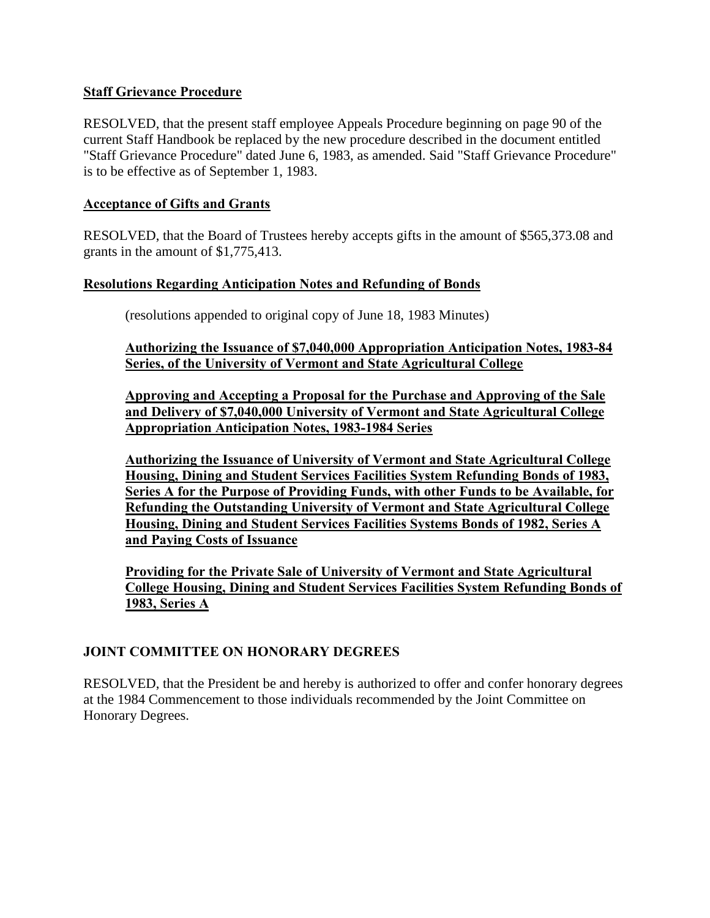**Staff Grievance Procedure**

RESOLVED, that the present staff employee Appeals Procedure beginning on page 90 of the current Staff Handbook be replaced by the new procedure described in the document entitled "Staff Grievance Procedure" dated June 6, 1983, as amended. Said "Staff Grievance Procedure" is to be effective as of September 1, 1983.

**Acceptance of Gifts and Grants**

RESOLVED, that the Board of Trustees hereby accepts gifts in the amount of $565,373.08 and grants in the amount of $1,775,413.

**Resolutions Regarding Anticipation Notes and Refunding of Bonds**

(resolutions appended to original copy of June 18, 1983 Minutes)

**Authorizing the Issuance of $7,040,000 Appropriation Anticipation Notes, 1983-84 Series, of the University of Vermont and State Agricultural College**

**Approving and Accepting a Proposal for the Purchase and Approving of the Sale and Delivery of $7,040,000 University of Vermont and State Agricultural College Appropriation Anticipation Notes, 1983-1984 Series**

**Authorizing the Issuance of University of Vermont and State Agricultural College Housing, Dining and Student Services Facilities System Refunding Bonds of 1983, Series A for the Purpose of Providing Funds, with other Funds to be Available, for Refunding the Outstanding University of Vermont and State Agricultural College Housing, Dining and Student Services Facilities Systems Bonds of 1982, Series A and Paying Costs of Issuance**

**Providing for the Private Sale of University of Vermont and State Agricultural College Housing, Dining and Student Services Facilities System Refunding Bonds of 1983, Series A**

## JOINT COMMITTEE ON HONORARY DEGREES

RESOLVED, that the President be and hereby is authorized to offer and confer honorary degrees at the 1984 Commencement to those individuals recommended by the Joint Committee on Honorary Degrees.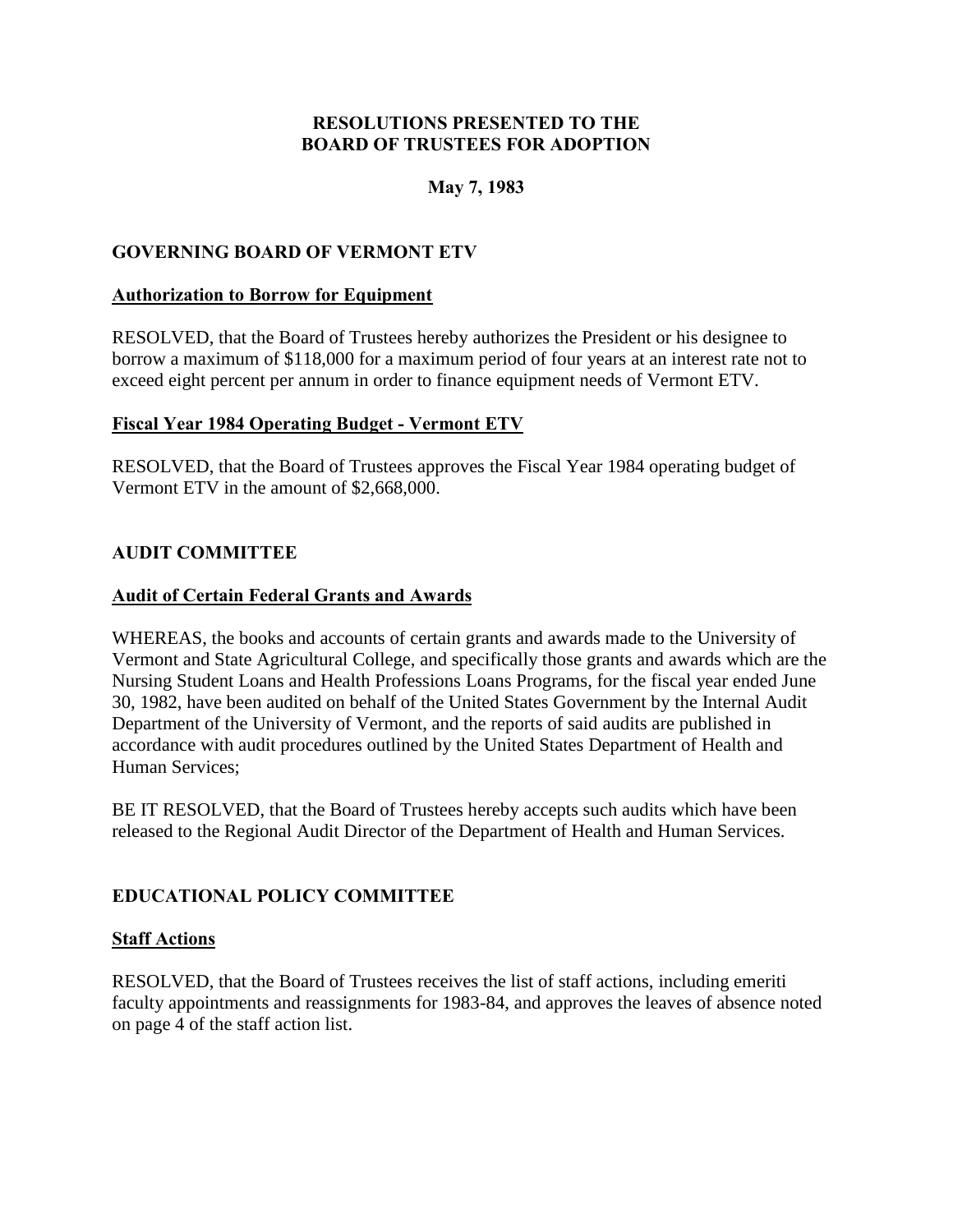# RESOLUTIONS PRESENTED TO THE BOARD OF TRUSTEES FOR ADOPTION

**May 7, 1983**

## GOVERNING BOARD OF VERMONT ETV

### Authorization to Borrow for Equipment

RESOLVED, that the Board of Trustees hereby authorizes the President or his designee to borrow a maximum of $118,000 for a maximum period of four years at an interest rate not to exceed eight percent per annum in order to finance equipment needs of Vermont ETV.

### Fiscal Year 1984 Operating Budget - Vermont ETV

RESOLVED, that the Board of Trustees approves the Fiscal Year 1984 operating budget of Vermont ETV in the amount of $2,668,000.

## AUDIT COMMITTEE

### Audit of Certain Federal Grants and Awards

WHEREAS, the books and accounts of certain grants and awards made to the University of Vermont and State Agricultural College, and specifically those grants and awards which are the Nursing Student Loans and Health Professions Loans Programs, for the fiscal year ended June 30, 1982, have been audited on behalf of the United States Government by the Internal Audit Department of the University of Vermont, and the reports of said audits are published in accordance with audit procedures outlined by the United States Department of Health and Human Services;

BE IT RESOLVED, that the Board of Trustees hereby accepts such audits which have been released to the Regional Audit Director of the Department of Health and Human Services.

## EDUCATIONAL POLICY COMMITTEE

### Staff Actions

RESOLVED, that the Board of Trustees receives the list of staff actions, including emeriti faculty appointments and reassignments for 1983-84, and approves the leaves of absence noted on page 4 of the staff action list.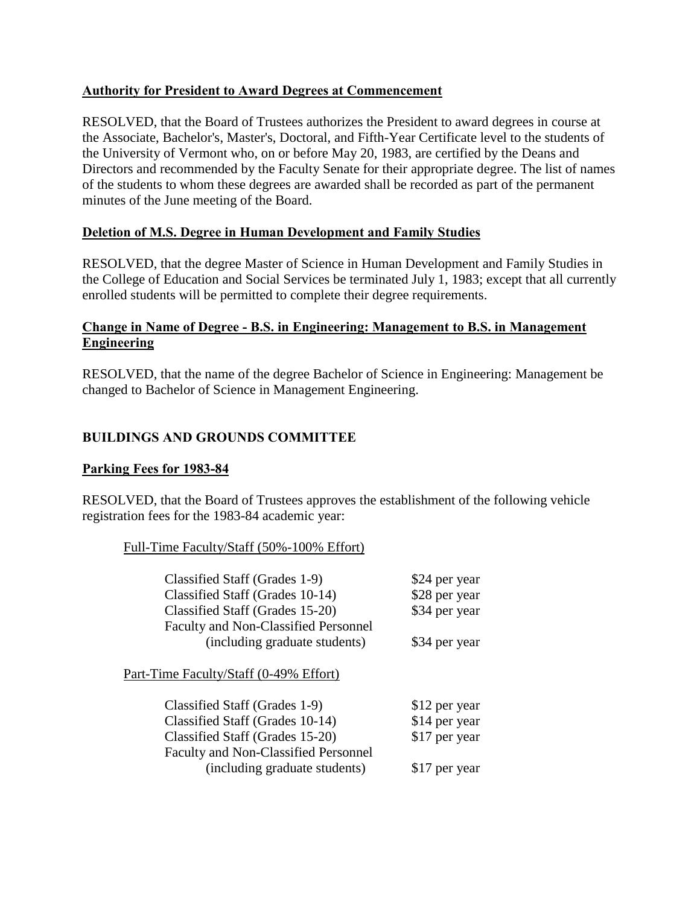**Authority for President to Award Degrees at Commencement**

RESOLVED, that the Board of Trustees authorizes the President to award degrees in course at the Associate, Bachelor's, Master's, Doctoral, and Fifth-Year Certificate level to the students of the University of Vermont who, on or before May 20, 1983, are certified by the Deans and Directors and recommended by the Faculty Senate for their appropriate degree. The list of names of the students to whom these degrees are awarded shall be recorded as part of the permanent minutes of the June meeting of the Board.

**Deletion of M.S. Degree in Human Development and Family Studies**

RESOLVED, that the degree Master of Science in Human Development and Family Studies in the College of Education and Social Services be terminated July 1, 1983; except that all currently enrolled students will be permitted to complete their degree requirements.

**Change in Name of Degree - B.S. in Engineering: Management to B.S. in Management Engineering**

RESOLVED, that the name of the degree Bachelor of Science in Engineering: Management be changed to Bachelor of Science in Management Engineering.

## BUILDINGS AND GROUNDS COMMITTEE

**Parking Fees for 1983-84**

RESOLVED, that the Board of Trustees approves the establishment of the following vehicle registration fees for the 1983-84 academic year:

Full-Time Faculty/Staff (50%-100% Effort)

| | |
|---|---|
| Classified Staff (Grades 1-9) | $24 per year |
| Classified Staff (Grades 10-14) | $28 per year |
| Classified Staff (Grades 15-20) | $34 per year |
| Faculty and Non-Classified Personnel (including graduate students) | $34 per year |

Part-Time Faculty/Staff (0-49% Effort)

| | |
|---|---|
| Classified Staff (Grades 1-9) | $12 per year |
| Classified Staff (Grades 10-14) | $14 per year |
| Classified Staff (Grades 15-20) | $17 per year |
| Faculty and Non-Classified Personnel (including graduate students) | $17 per year |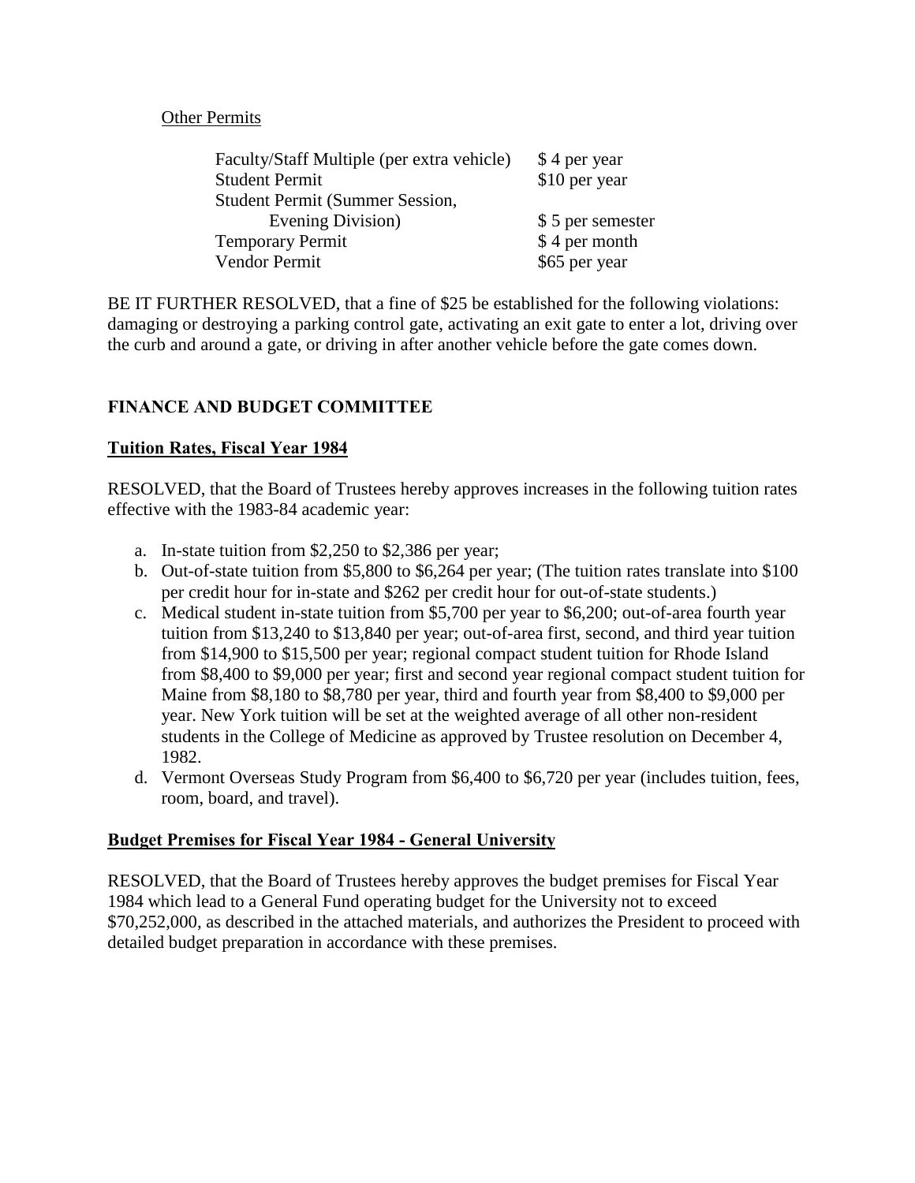Other Permits

| | |
|---|---|
| Faculty/Staff Multiple (per extra vehicle) | $ 4 per year |
| Student Permit | $10 per year |
| Student Permit (Summer Session, Evening Division) | $ 5 per semester |
| Temporary Permit | $ 4 per month |
| Vendor Permit | $65 per year |

BE IT FURTHER RESOLVED, that a fine of $25 be established for the following violations: damaging or destroying a parking control gate, activating an exit gate to enter a lot, driving over the curb and around a gate, or driving in after another vehicle before the gate comes down.

## FINANCE AND BUDGET COMMITTEE

### Tuition Rates, Fiscal Year 1984

RESOLVED, that the Board of Trustees hereby approves increases in the following tuition rates effective with the 1983-84 academic year:

a. In-state tuition from $2,250 to $2,386 per year;
b. Out-of-state tuition from $5,800 to $6,264 per year; (The tuition rates translate into $100 per credit hour for in-state and $262 per credit hour for out-of-state students.)
c. Medical student in-state tuition from $5,700 per year to $6,200; out-of-area fourth year tuition from $13,240 to $13,840 per year; out-of-area first, second, and third year tuition from $14,900 to $15,500 per year; regional compact student tuition for Rhode Island from $8,400 to $9,000 per year; first and second year regional compact student tuition for Maine from $8,180 to $8,780 per year, third and fourth year from $8,400 to $9,000 per year. New York tuition will be set at the weighted average of all other non-resident students in the College of Medicine as approved by Trustee resolution on December 4, 1982.
d. Vermont Overseas Study Program from $6,400 to $6,720 per year (includes tuition, fees, room, board, and travel).

### Budget Premises for Fiscal Year 1984 - General University

RESOLVED, that the Board of Trustees hereby approves the budget premises for Fiscal Year 1984 which lead to a General Fund operating budget for the University not to exceed $70,252,000, as described in the attached materials, and authorizes the President to proceed with detailed budget preparation in accordance with these premises.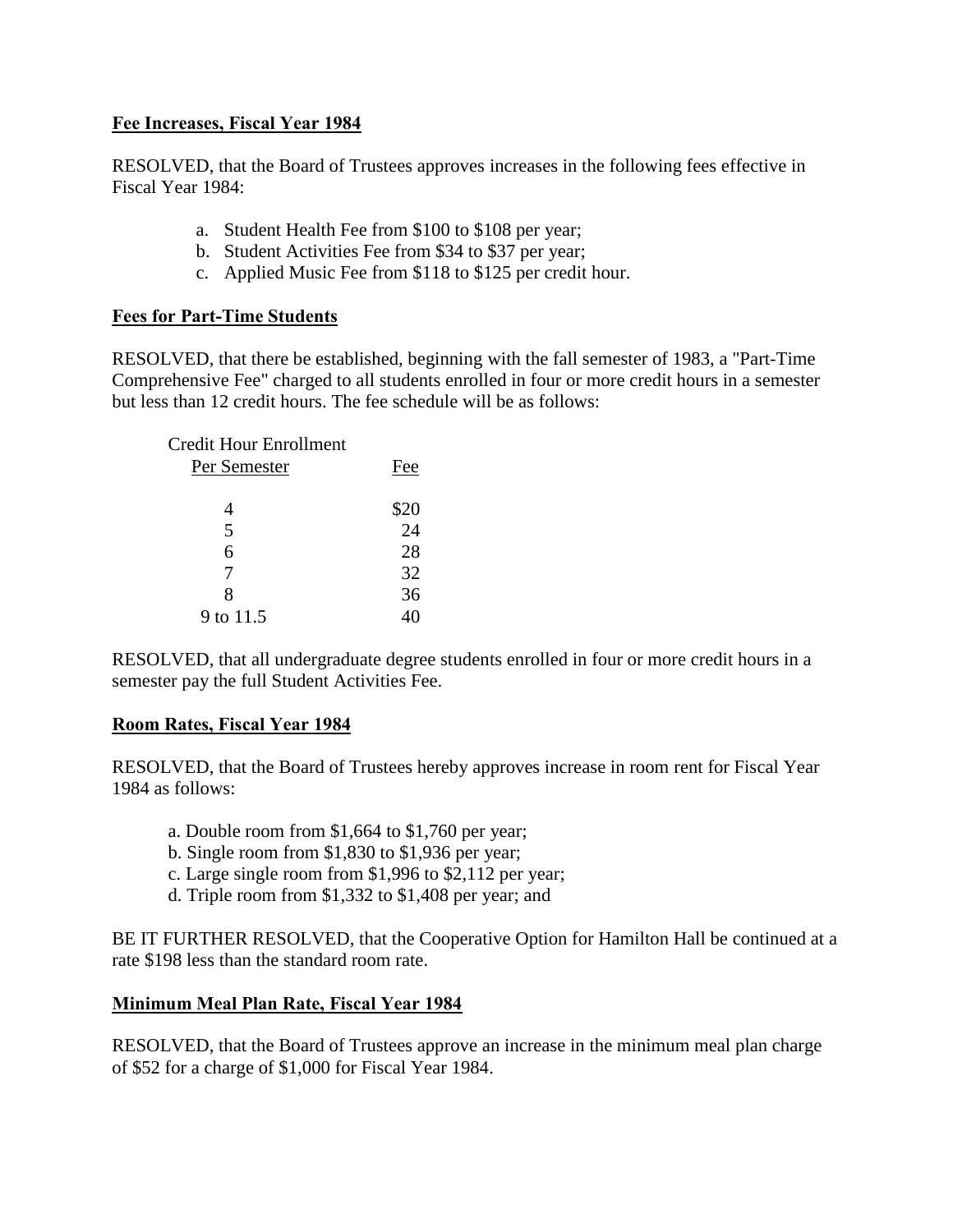**Fee Increases, Fiscal Year 1984**

RESOLVED, that the Board of Trustees approves increases in the following fees effective in Fiscal Year 1984:

a. Student Health Fee from $100 to $108 per year;
b. Student Activities Fee from $34 to $37 per year;
c. Applied Music Fee from $118 to $125 per credit hour.

**Fees for Part-Time Students**

RESOLVED, that there be established, beginning with the fall semester of 1983, a "Part-Time Comprehensive Fee" charged to all students enrolled in four or more credit hours in a semester but less than 12 credit hours. The fee schedule will be as follows:

| Credit Hour Enrollment Per Semester | Fee |
|---|---|
| 4 | $20 |
| 5 | 24 |
| 6 | 28 |
| 7 | 32 |
| 8 | 36 |
| 9 to 11.5 | 40 |

RESOLVED, that all undergraduate degree students enrolled in four or more credit hours in a semester pay the full Student Activities Fee.

**Room Rates, Fiscal Year 1984**

RESOLVED, that the Board of Trustees hereby approves increase in room rent for Fiscal Year 1984 as follows:

a. Double room from $1,664 to $1,760 per year;
b. Single room from $1,830 to $1,936 per year;
c. Large single room from $1,996 to $2,112 per year;
d. Triple room from $1,332 to $1,408 per year; and

BE IT FURTHER RESOLVED, that the Cooperative Option for Hamilton Hall be continued at a rate $198 less than the standard room rate.

**Minimum Meal Plan Rate, Fiscal Year 1984**

RESOLVED, that the Board of Trustees approve an increase in the minimum meal plan charge of $52 for a charge of $1,000 for Fiscal Year 1984.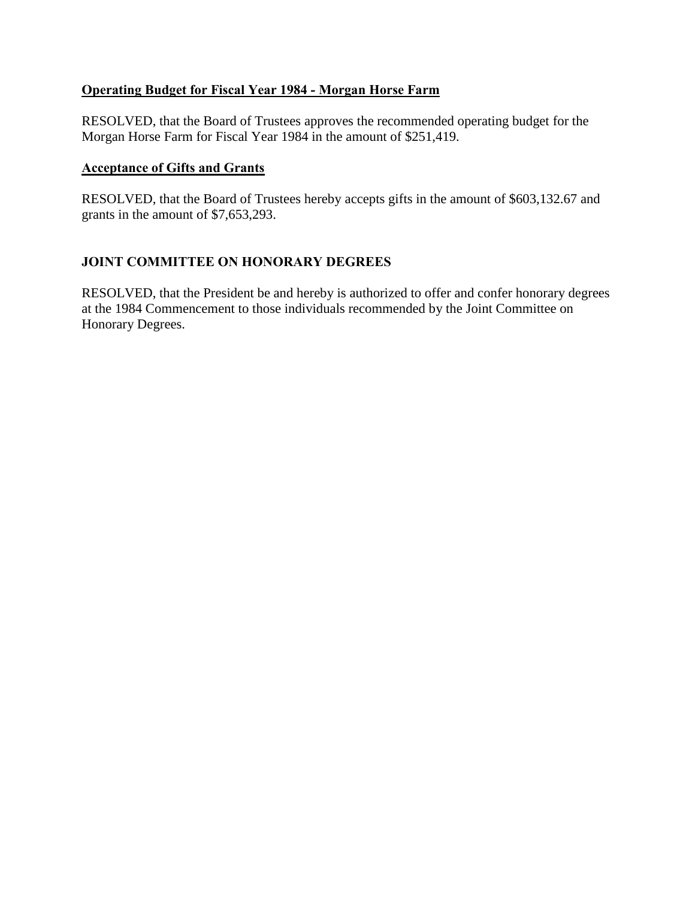**Operating Budget for Fiscal Year 1984 - Morgan Horse Farm**

RESOLVED, that the Board of Trustees approves the recommended operating budget for the Morgan Horse Farm for Fiscal Year 1984 in the amount of $251,419.

**Acceptance of Gifts and Grants**

RESOLVED, that the Board of Trustees hereby accepts gifts in the amount of $603,132.67 and grants in the amount of $7,653,293.

## JOINT COMMITTEE ON HONORARY DEGREES

RESOLVED, that the President be and hereby is authorized to offer and confer honorary degrees at the 1984 Commencement to those individuals recommended by the Joint Committee on Honorary Degrees.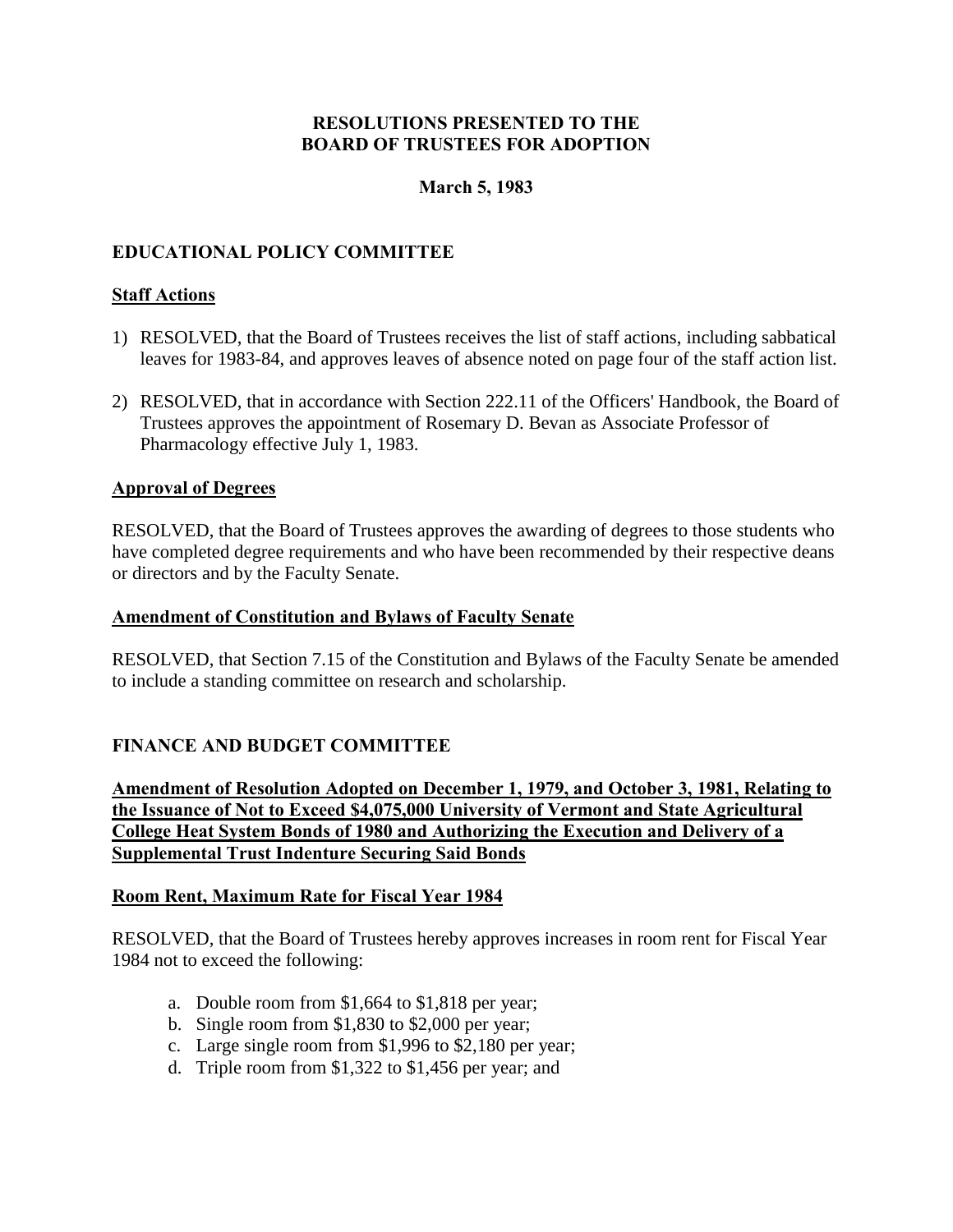**RESOLUTIONS PRESENTED TO THE BOARD OF TRUSTEES FOR ADOPTION**

**March 5, 1983**

## EDUCATIONAL POLICY COMMITTEE

**Staff Actions**

1) RESOLVED, that the Board of Trustees receives the list of staff actions, including sabbatical leaves for 1983-84, and approves leaves of absence noted on page four of the staff action list.

2) RESOLVED, that in accordance with Section 222.11 of the Officers' Handbook, the Board of Trustees approves the appointment of Rosemary D. Bevan as Associate Professor of Pharmacology effective July 1, 1983.

**Approval of Degrees**

RESOLVED, that the Board of Trustees approves the awarding of degrees to those students who have completed degree requirements and who have been recommended by their respective deans or directors and by the Faculty Senate.

**Amendment of Constitution and Bylaws of Faculty Senate**

RESOLVED, that Section 7.15 of the Constitution and Bylaws of the Faculty Senate be amended to include a standing committee on research and scholarship.

## FINANCE AND BUDGET COMMITTEE

**Amendment of Resolution Adopted on December 1, 1979, and October 3, 1981, Relating to the Issuance of Not to Exceed $4,075,000 University of Vermont and State Agricultural College Heat System Bonds of 1980 and Authorizing the Execution and Delivery of a Supplemental Trust Indenture Securing Said Bonds**

**Room Rent, Maximum Rate for Fiscal Year 1984**

RESOLVED, that the Board of Trustees hereby approves increases in room rent for Fiscal Year 1984 not to exceed the following:

a. Double room from $1,664 to $1,818 per year;
b. Single room from $1,830 to $2,000 per year;
c. Large single room from $1,996 to $2,180 per year;
d. Triple room from $1,322 to $1,456 per year; and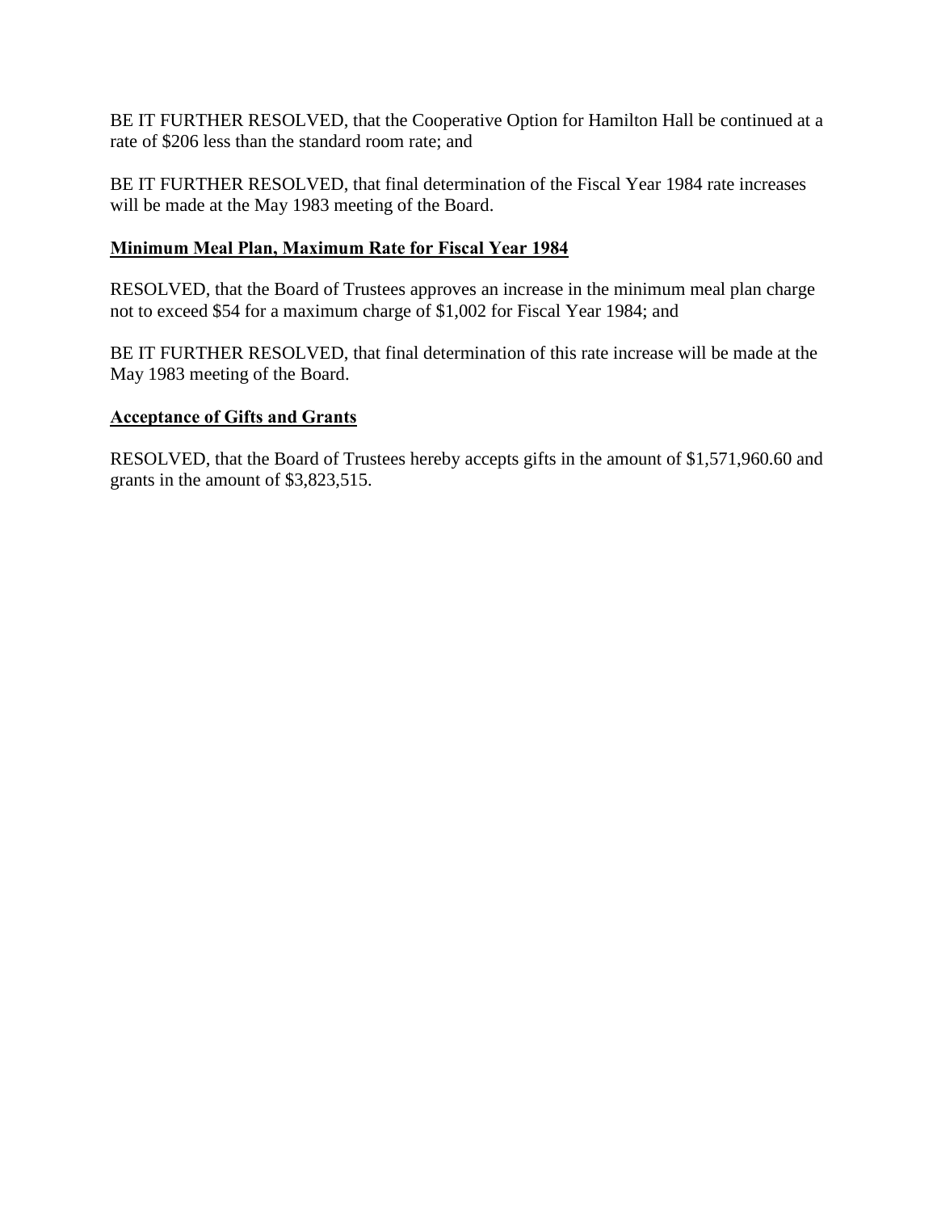BE IT FURTHER RESOLVED, that the Cooperative Option for Hamilton Hall be continued at a rate of $206 less than the standard room rate; and

BE IT FURTHER RESOLVED, that final determination of the Fiscal Year 1984 rate increases will be made at the May 1983 meeting of the Board.

**Minimum Meal Plan, Maximum Rate for Fiscal Year 1984**

RESOLVED, that the Board of Trustees approves an increase in the minimum meal plan charge not to exceed $54 for a maximum charge of $1,002 for Fiscal Year 1984; and

BE IT FURTHER RESOLVED, that final determination of this rate increase will be made at the May 1983 meeting of the Board.

**Acceptance of Gifts and Grants**

RESOLVED, that the Board of Trustees hereby accepts gifts in the amount of $1,571,960.60 and grants in the amount of $3,823,515.